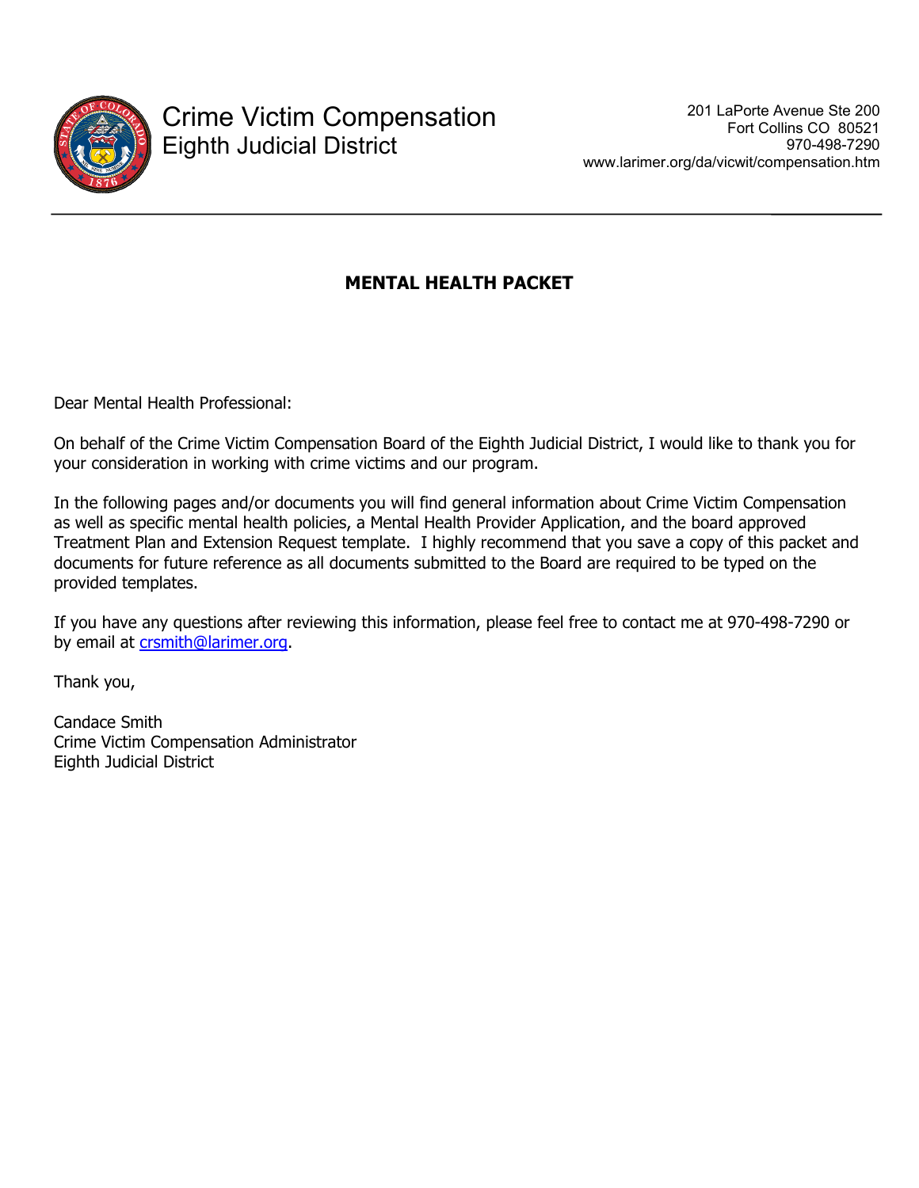Crime Victim Compensation
Eighth Judicial District

201 LaPorte Avenue Ste 200
Fort Collins CO 80521
970-498-7290
www.larimer.org/da/vicwit/compensation.htm

---

## MENTAL HEALTH PACKET

Dear Mental Health Professional:

On behalf of the Crime Victim Compensation Board of the Eighth Judicial District, I would like to thank you for your consideration in working with crime victims and our program.

In the following pages and/or documents you will find general information about Crime Victim Compensation as well as specific mental health policies, a Mental Health Provider Application, and the board approved Treatment Plan and Extension Request template. I highly recommend that you save a copy of this packet and documents for future reference as all documents submitted to the Board are required to be typed on the provided templates.

If you have any questions after reviewing this information, please feel free to contact me at 970-498-7290 or by email at crsmith@larimer.org.

Thank you,

Candace Smith
Crime Victim Compensation Administrator
Eighth Judicial District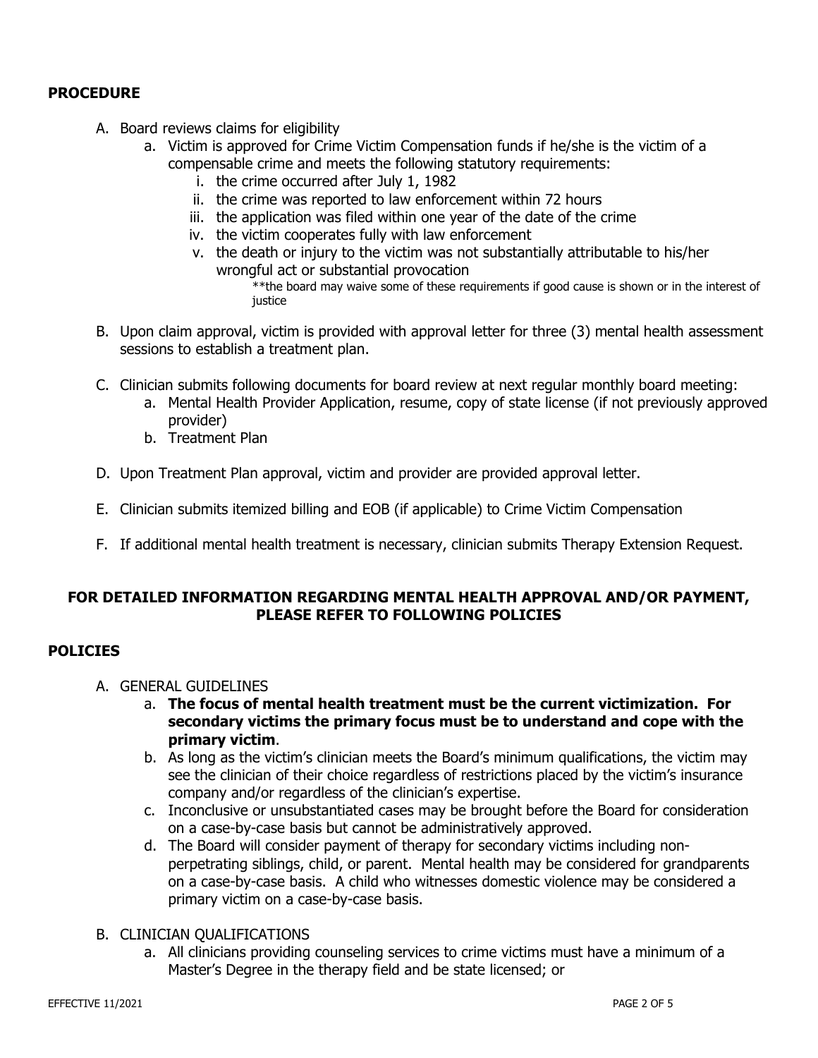## PROCEDURE

A. Board reviews claims for eligibility
   a. Victim is approved for Crime Victim Compensation funds if he/she is the victim of a compensable crime and meets the following statutory requirements:
      i. the crime occurred after July 1, 1982
      ii. the crime was reported to law enforcement within 72 hours
      iii. the application was filed within one year of the date of the crime
      iv. the victim cooperates fully with law enforcement
      v. the death or injury to the victim was not substantially attributable to his/her wrongful act or substantial provocation

         **the board may waive some of these requirements if good cause is shown or in the interest of justice

B. Upon claim approval, victim is provided with approval letter for three (3) mental health assessment sessions to establish a treatment plan.

C. Clinician submits following documents for board review at next regular monthly board meeting:
   a. Mental Health Provider Application, resume, copy of state license (if not previously approved provider)
   b. Treatment Plan

D. Upon Treatment Plan approval, victim and provider are provided approval letter.

E. Clinician submits itemized billing and EOB (if applicable) to Crime Victim Compensation

F. If additional mental health treatment is necessary, clinician submits Therapy Extension Request.

**FOR DETAILED INFORMATION REGARDING MENTAL HEALTH APPROVAL AND/OR PAYMENT, PLEASE REFER TO FOLLOWING POLICIES**

## POLICIES

A. GENERAL GUIDELINES
   a. **The focus of mental health treatment must be the current victimization. For secondary victims the primary focus must be to understand and cope with the primary victim**.
   b. As long as the victim's clinician meets the Board's minimum qualifications, the victim may see the clinician of their choice regardless of restrictions placed by the victim's insurance company and/or regardless of the clinician's expertise.
   c. Inconclusive or unsubstantiated cases may be brought before the Board for consideration on a case-by-case basis but cannot be administratively approved.
   d. The Board will consider payment of therapy for secondary victims including non-perpetrating siblings, child, or parent. Mental health may be considered for grandparents on a case-by-case basis. A child who witnesses domestic violence may be considered a primary victim on a case-by-case basis.

B. CLINICIAN QUALIFICATIONS
   a. All clinicians providing counseling services to crime victims must have a minimum of a Master's Degree in the therapy field and be state licensed; or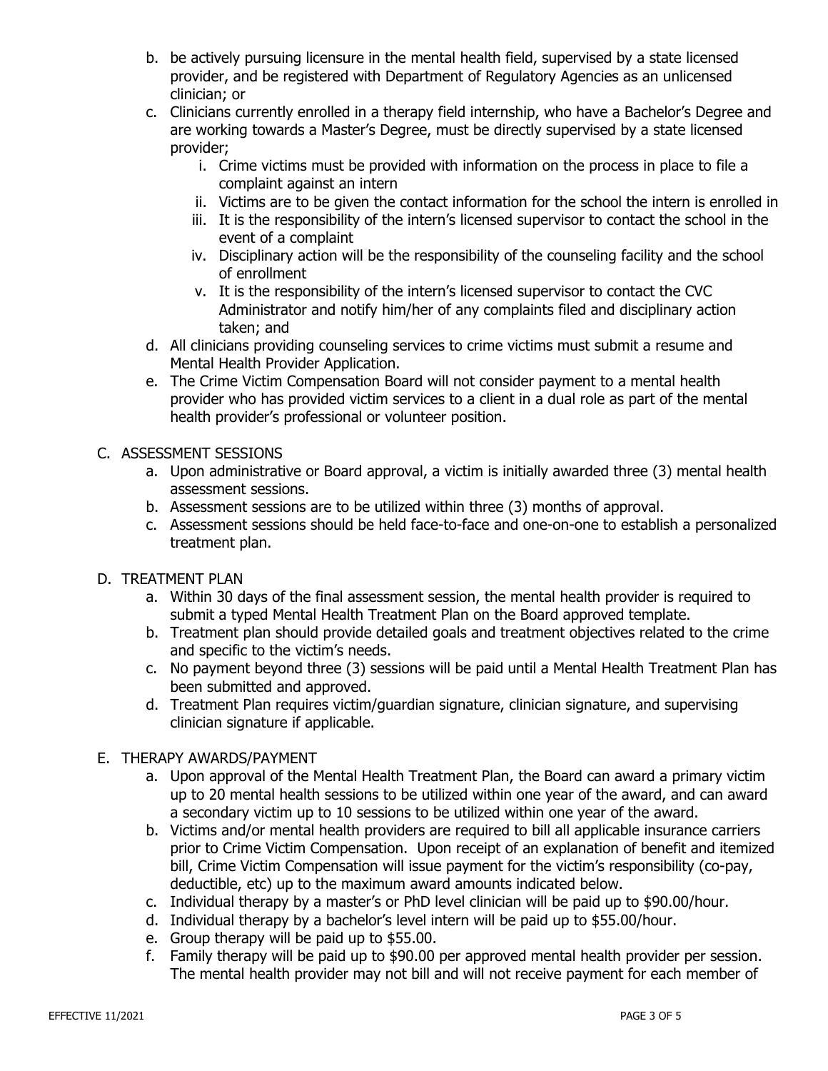b. be actively pursuing licensure in the mental health field, supervised by a state licensed provider, and be registered with Department of Regulatory Agencies as an unlicensed clinician; or
c. Clinicians currently enrolled in a therapy field internship, who have a Bachelor's Degree and are working towards a Master's Degree, must be directly supervised by a state licensed provider;
    i. Crime victims must be provided with information on the process in place to file a complaint against an intern
    ii. Victims are to be given the contact information for the school the intern is enrolled in
    iii. It is the responsibility of the intern's licensed supervisor to contact the school in the event of a complaint
    iv. Disciplinary action will be the responsibility of the counseling facility and the school of enrollment
    v. It is the responsibility of the intern's licensed supervisor to contact the CVC Administrator and notify him/her of any complaints filed and disciplinary action taken; and
d. All clinicians providing counseling services to crime victims must submit a resume and Mental Health Provider Application.
e. The Crime Victim Compensation Board will not consider payment to a mental health provider who has provided victim services to a client in a dual role as part of the mental health provider's professional or volunteer position.

## C. ASSESSMENT SESSIONS

a. Upon administrative or Board approval, a victim is initially awarded three (3) mental health assessment sessions.
b. Assessment sessions are to be utilized within three (3) months of approval.
c. Assessment sessions should be held face-to-face and one-on-one to establish a personalized treatment plan.

## D. TREATMENT PLAN

a. Within 30 days of the final assessment session, the mental health provider is required to submit a typed Mental Health Treatment Plan on the Board approved template.
b. Treatment plan should provide detailed goals and treatment objectives related to the crime and specific to the victim's needs.
c. No payment beyond three (3) sessions will be paid until a Mental Health Treatment Plan has been submitted and approved.
d. Treatment Plan requires victim/guardian signature, clinician signature, and supervising clinician signature if applicable.

## E. THERAPY AWARDS/PAYMENT

a. Upon approval of the Mental Health Treatment Plan, the Board can award a primary victim up to 20 mental health sessions to be utilized within one year of the award, and can award a secondary victim up to 10 sessions to be utilized within one year of the award.
b. Victims and/or mental health providers are required to bill all applicable insurance carriers prior to Crime Victim Compensation. Upon receipt of an explanation of benefit and itemized bill, Crime Victim Compensation will issue payment for the victim's responsibility (co-pay, deductible, etc) up to the maximum award amounts indicated below.
c. Individual therapy by a master's or PhD level clinician will be paid up to $90.00/hour.
d. Individual therapy by a bachelor's level intern will be paid up to $55.00/hour.
e. Group therapy will be paid up to $55.00.
f. Family therapy will be paid up to $90.00 per approved mental health provider per session. The mental health provider may not bill and will not receive payment for each member of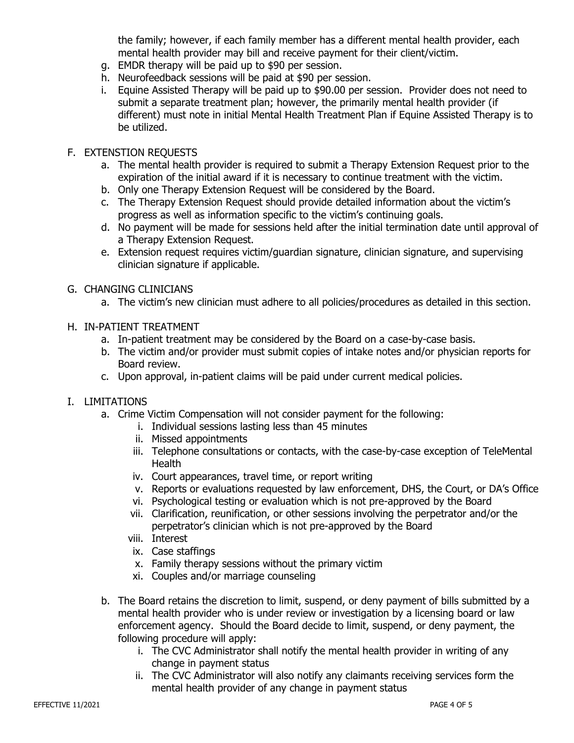the family; however, if each family member has a different mental health provider, each mental health provider may bill and receive payment for their client/victim.

g. EMDR therapy will be paid up to $90 per session.
h. Neurofeedback sessions will be paid at $90 per session.
i. Equine Assisted Therapy will be paid up to $90.00 per session. Provider does not need to submit a separate treatment plan; however, the primarily mental health provider (if different) must note in initial Mental Health Treatment Plan if Equine Assisted Therapy is to be utilized.

F. EXTENSTION REQUESTS

a. The mental health provider is required to submit a Therapy Extension Request prior to the expiration of the initial award if it is necessary to continue treatment with the victim.
b. Only one Therapy Extension Request will be considered by the Board.
c. The Therapy Extension Request should provide detailed information about the victim's progress as well as information specific to the victim's continuing goals.
d. No payment will be made for sessions held after the initial termination date until approval of a Therapy Extension Request.
e. Extension request requires victim/guardian signature, clinician signature, and supervising clinician signature if applicable.

G. CHANGING CLINICIANS

a. The victim's new clinician must adhere to all policies/procedures as detailed in this section.

H. IN-PATIENT TREATMENT

a. In-patient treatment may be considered by the Board on a case-by-case basis.
b. The victim and/or provider must submit copies of intake notes and/or physician reports for Board review.
c. Upon approval, in-patient claims will be paid under current medical policies.

I. LIMITATIONS

a. Crime Victim Compensation will not consider payment for the following:
   i. Individual sessions lasting less than 45 minutes
   ii. Missed appointments
   iii. Telephone consultations or contacts, with the case-by-case exception of TeleMental Health
   iv. Court appearances, travel time, or report writing
   v. Reports or evaluations requested by law enforcement, DHS, the Court, or DA's Office
   vi. Psychological testing or evaluation which is not pre-approved by the Board
   vii. Clarification, reunification, or other sessions involving the perpetrator and/or the perpetrator's clinician which is not pre-approved by the Board
   viii. Interest
   ix. Case staffings
   x. Family therapy sessions without the primary victim
   xi. Couples and/or marriage counseling

b. The Board retains the discretion to limit, suspend, or deny payment of bills submitted by a mental health provider who is under review or investigation by a licensing board or law enforcement agency. Should the Board decide to limit, suspend, or deny payment, the following procedure will apply:
   i. The CVC Administrator shall notify the mental health provider in writing of any change in payment status
   ii. The CVC Administrator will also notify any claimants receiving services form the mental health provider of any change in payment status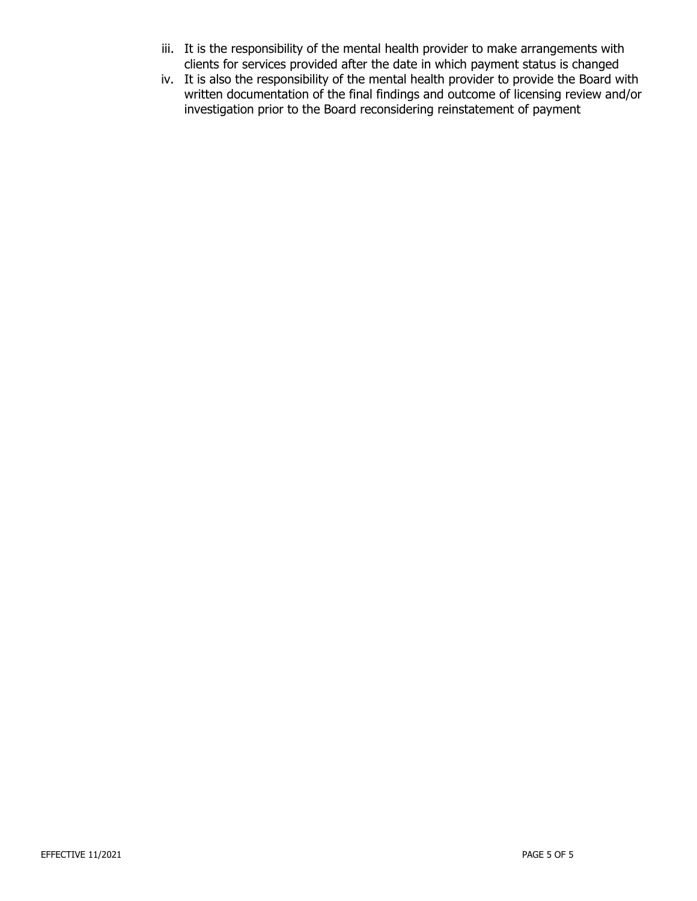iii. It is the responsibility of the mental health provider to make arrangements with clients for services provided after the date in which payment status is changed
iv. It is also the responsibility of the mental health provider to provide the Board with written documentation of the final findings and outcome of licensing review and/or investigation prior to the Board reconsidering reinstatement of payment

EFFECTIVE 11/2021